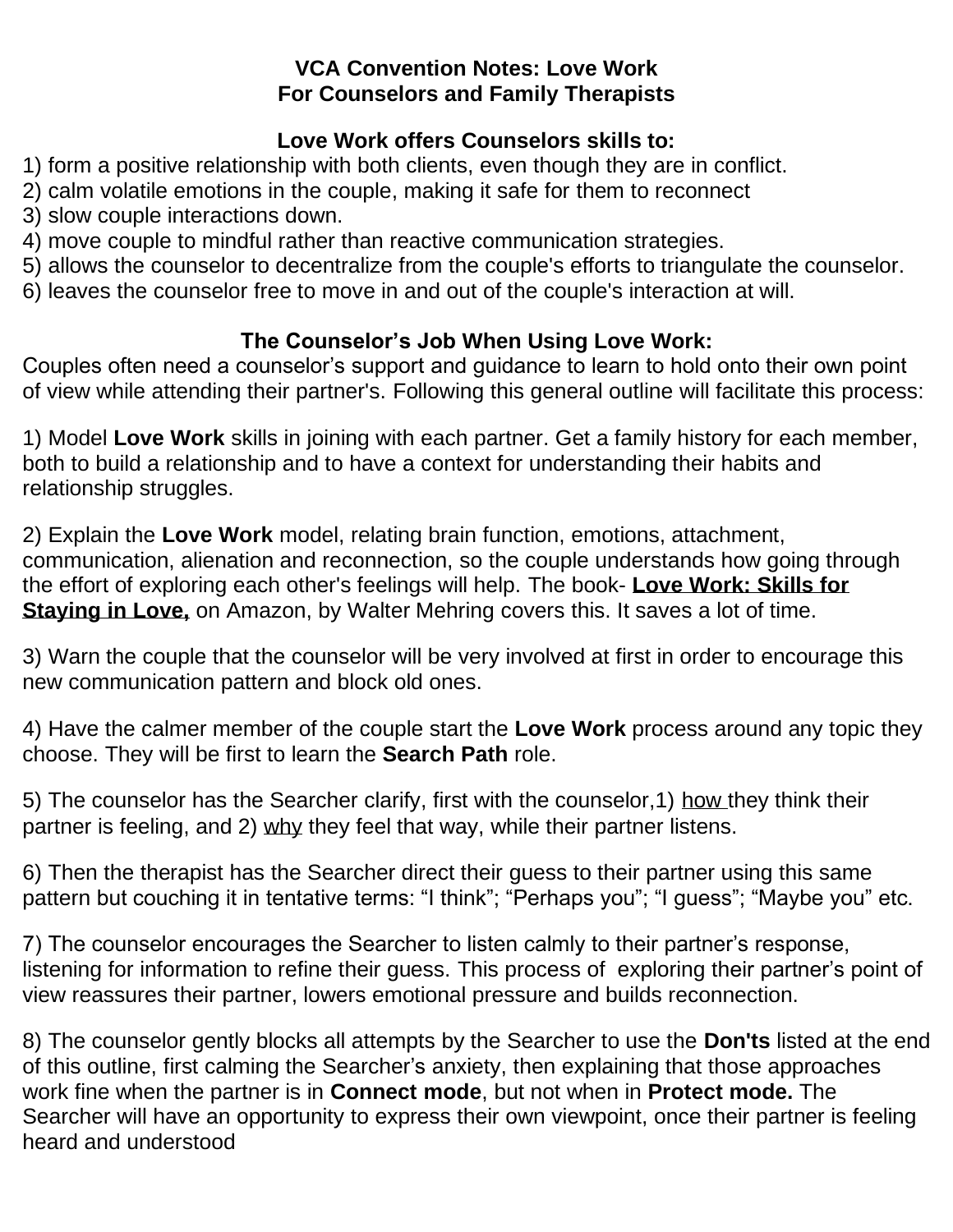**VCA Convention Notes: Love Work**
**For Counselors and Family Therapists**

**Love Work offers Counselors skills to:**

1) form a positive relationship with both clients, even though they are in conflict.
2) calm volatile emotions in the couple, making it safe for them to reconnect
3) slow couple interactions down.
4) move couple to mindful rather than reactive communication strategies.
5) allows the counselor to decentralize from the couple's efforts to triangulate the counselor.
6) leaves the counselor free to move in and out of the couple's interaction at will.

**The Counselor's Job When Using Love Work:**

Couples often need a counselor's support and guidance to learn to hold onto their own point of view while attending their partner's. Following this general outline will facilitate this process:

1) Model **Love Work** skills in joining with each partner. Get a family history for each member, both to build a relationship and to have a context for understanding their habits and relationship struggles.

2) Explain the **Love Work** model, relating brain function, emotions, attachment, communication, alienation and reconnection, so the couple understands how going through the effort of exploring each other's feelings will help. The book- **Love Work: Skills for Staying in Love,** on Amazon, by Walter Mehring covers this. It saves a lot of time.

3) Warn the couple that the counselor will be very involved at first in order to encourage this new communication pattern and block old ones.

4) Have the calmer member of the couple start the **Love Work** process around any topic they choose. They will be first to learn the **Search Path** role.

5) The counselor has the Searcher clarify, first with the counselor,1) how they think their partner is feeling, and 2) why they feel that way, while their partner listens.

6) Then the therapist has the Searcher direct their guess to their partner using this same pattern but couching it in tentative terms: "I think"; "Perhaps you"; "I guess"; "Maybe you" etc.

7) The counselor encourages the Searcher to listen calmly to their partner's response, listening for information to refine their guess. This process of exploring their partner's point of view reassures their partner, lowers emotional pressure and builds reconnection.

8) The counselor gently blocks all attempts by the Searcher to use the **Don'ts** listed at the end of this outline, first calming the Searcher's anxiety, then explaining that those approaches work fine when the partner is in **Connect mode**, but not when in **Protect mode.** The Searcher will have an opportunity to express their own viewpoint, once their partner is feeling heard and understood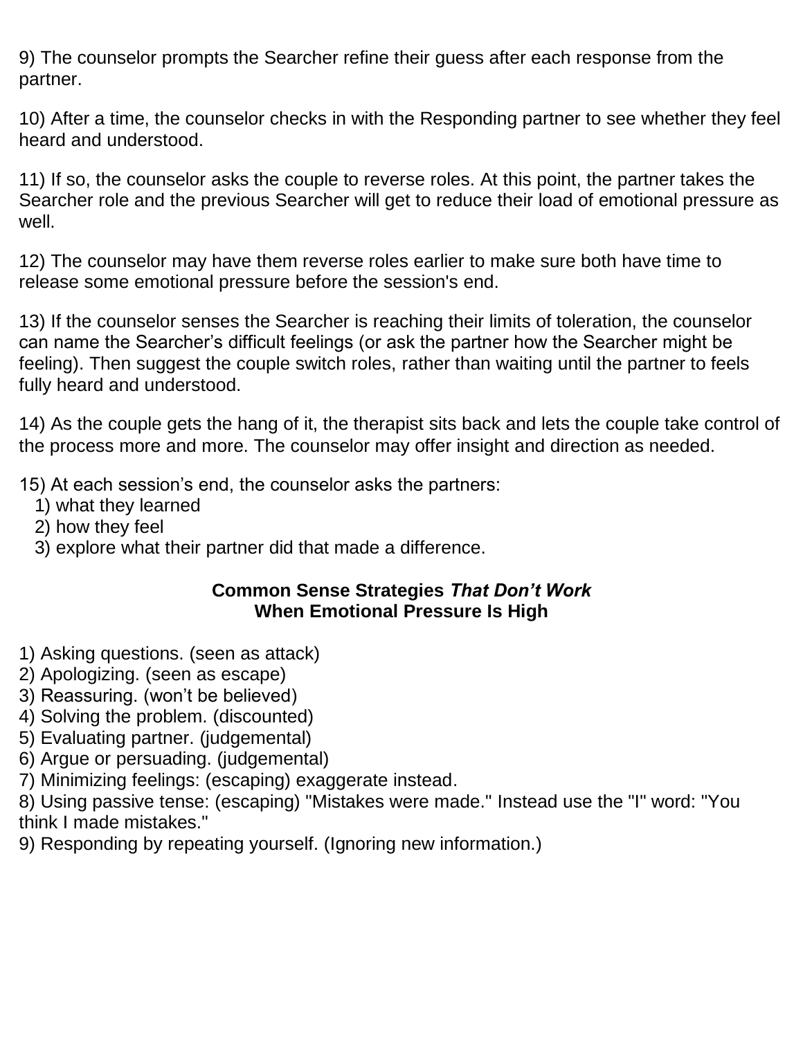9) The counselor prompts the Searcher refine their guess after each response from the partner.

10) After a time, the counselor checks in with the Responding partner to see whether they feel heard and understood.

11) If so, the counselor asks the couple to reverse roles. At this point, the partner takes the Searcher role and the previous Searcher will get to reduce their load of emotional pressure as well.

12) The counselor may have them reverse roles earlier to make sure both have time to release some emotional pressure before the session's end.

13) If the counselor senses the Searcher is reaching their limits of toleration, the counselor can name the Searcher's difficult feelings (or ask the partner how the Searcher might be feeling). Then suggest the couple switch roles, rather than waiting until the partner to feels fully heard and understood.

14) As the couple gets the hang of it, the therapist sits back and lets the couple take control of the process more and more. The counselor may offer insight and direction as needed.

15) At each session's end, the counselor asks the partners:
   1) what they learned
   2) how they feel
   3) explore what their partner did that made a difference.

### Common Sense Strategies *That Don't Work* When Emotional Pressure Is High

1) Asking questions. (seen as attack)
2) Apologizing. (seen as escape)
3) Reassuring. (won't be believed)
4) Solving the problem. (discounted)
5) Evaluating partner. (judgemental)
6) Argue or persuading. (judgemental)
7) Minimizing feelings: (escaping) exaggerate instead.
8) Using passive tense: (escaping) "Mistakes were made." Instead use the "I" word: "You think I made mistakes."
9) Responding by repeating yourself. (Ignoring new information.)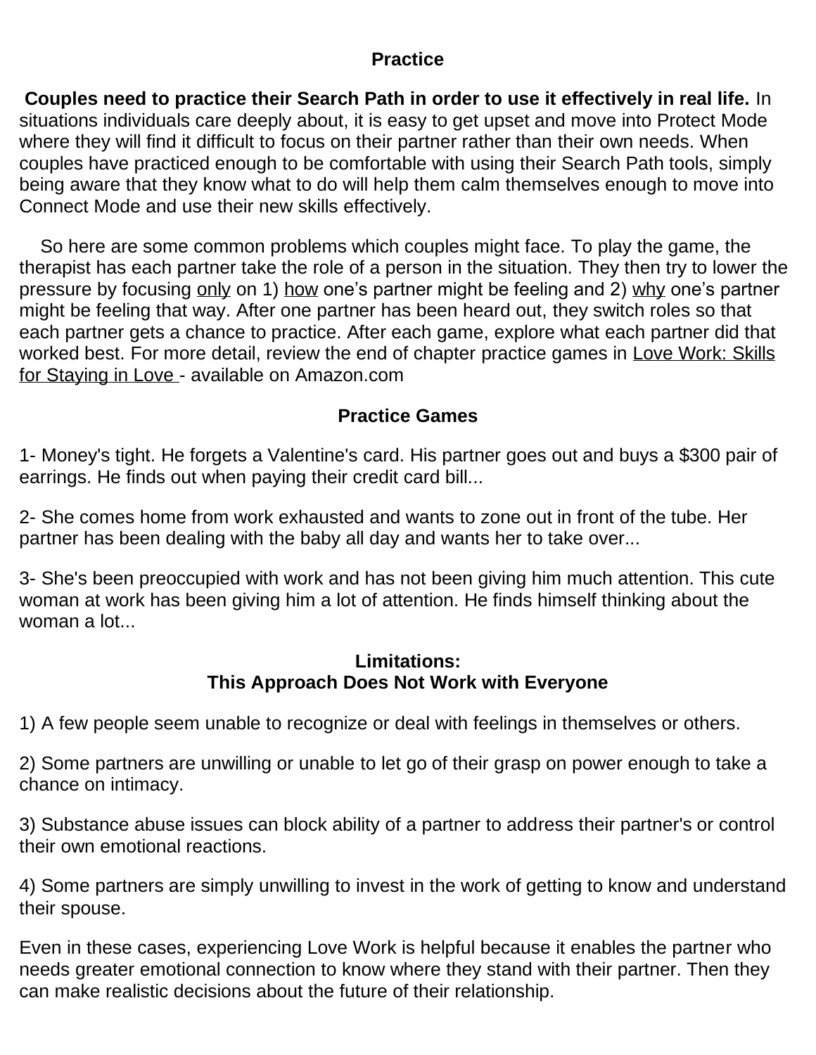## Practice

**Couples need to practice their Search Path in order to use it effectively in real life.** In situations individuals care deeply about, it is easy to get upset and move into Protect Mode where they will find it difficult to focus on their partner rather than their own needs. When couples have practiced enough to be comfortable with using their Search Path tools, simply being aware that they know what to do will help them calm themselves enough to move into Connect Mode and use their new skills effectively.

So here are some common problems which couples might face. To play the game, the therapist has each partner take the role of a person in the situation. They then try to lower the pressure by focusing <u>only</u> on 1) <u>how</u> one's partner might be feeling and 2) <u>why</u> one's partner might be feeling that way. After one partner has been heard out, they switch roles so that each partner gets a chance to practice. After each game, explore what each partner did that worked best. For more detail, review the end of chapter practice games in <u>Love Work: Skills for Staying in Love</u> - available on Amazon.com

## Practice Games

1- Money's tight. He forgets a Valentine's card. His partner goes out and buys a $300 pair of earrings. He finds out when paying their credit card bill...

2- She comes home from work exhausted and wants to zone out in front of the tube. Her partner has been dealing with the baby all day and wants her to take over...

3- She's been preoccupied with work and has not been giving him much attention. This cute woman at work has been giving him a lot of attention. He finds himself thinking about the woman a lot...

## Limitations:
## This Approach Does Not Work with Everyone

1) A few people seem unable to recognize or deal with feelings in themselves or others.

2) Some partners are unwilling or unable to let go of their grasp on power enough to take a chance on intimacy.

3) Substance abuse issues can block ability of a partner to address their partner's or control their own emotional reactions.

4) Some partners are simply unwilling to invest in the work of getting to know and understand their spouse.

Even in these cases, experiencing Love Work is helpful because it enables the partner who needs greater emotional connection to know where they stand with their partner. Then they can make realistic decisions about the future of their relationship.